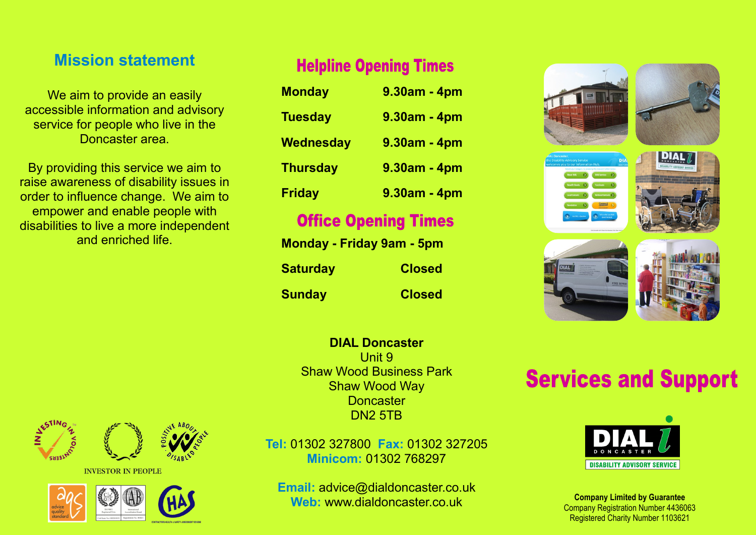## Mission statement

We aim to provide an easily accessible information and advisory service for people who live in the Doncaster area.

By providing this service we aim to raise awareness of disability issues in order to influence change. We aim to empower and enable people with disabilities to live a more independent and enriched life.

INVESTOR IN PEOPLE

## Helpline Opening Times

| | |
|---|---|
| **Monday** | **9.30am - 4pm** |
| **Tuesday** | **9.30am - 4pm** |
| **Wednesday** | **9.30am - 4pm** |
| **Thursday** | **9.30am - 4pm** |
| **Friday** | **9.30am - 4pm** |

## Office Opening Times

**Monday - Friday 9am - 5pm**

| | |
|---|---|
| **Saturday** | **Closed** |
| **Sunday** | **Closed** |

**DIAL Doncaster**
Unit 9
Shaw Wood Business Park
Shaw Wood Way
Doncaster
DN2 5TB

**Tel:** 01302 327800 **Fax:** 01302 327205
**Minicom:** 01302 768297

**Email:** advice@dialdoncaster.co.uk
**Web:** www.dialdoncaster.co.uk

# Services and Support

DIAL DONCASTER
DISABILITY ADVISORY SERVICE

**Company Limited by Guarantee**
Company Registration Number 4436063
Registered Charity Number 1103621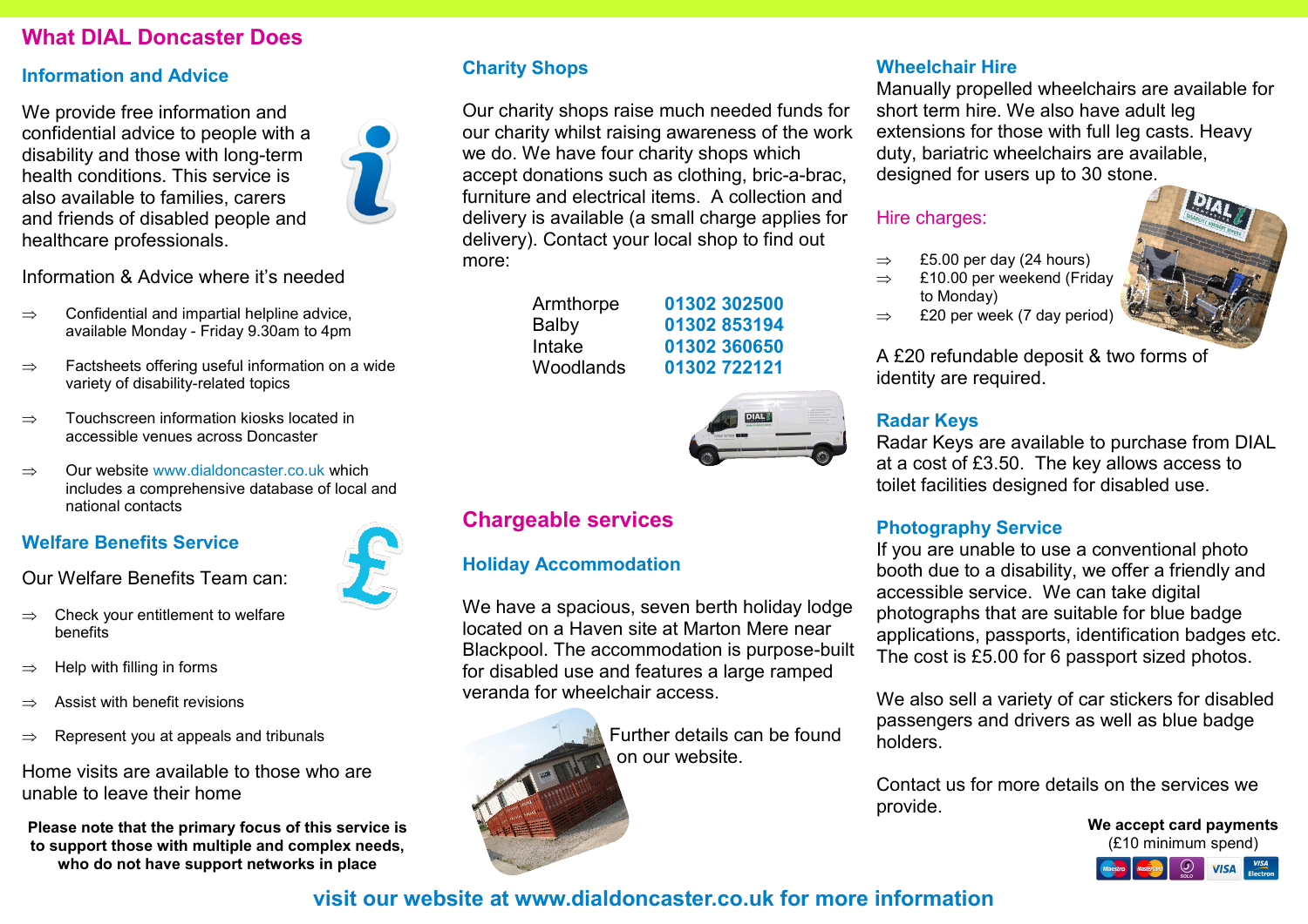# What DIAL Doncaster Does

## Information and Advice

We provide free information and confidential advice to people with a disability and those with long-term health conditions. This service is also available to families, carers and friends of disabled people and healthcare professionals.

Information & Advice where it's needed

- ⇒ Confidential and impartial helpline advice, available Monday - Friday 9.30am to 4pm
- ⇒ Factsheets offering useful information on a wide variety of disability-related topics
- ⇒ Touchscreen information kiosks located in accessible venues across Doncaster
- ⇒ Our website www.dialdoncaster.co.uk which includes a comprehensive database of local and national contacts

## Welfare Benefits Service

Our Welfare Benefits Team can:

- ⇒ Check your entitlement to welfare benefits
- ⇒ Help with filling in forms
- ⇒ Assist with benefit revisions
- ⇒ Represent you at appeals and tribunals

Home visits are available to those who are unable to leave their home

**Please note that the primary focus of this service is to support those with multiple and complex needs, who do not have support networks in place**

## Charity Shops

Our charity shops raise much needed funds for our charity whilst raising awareness of the work we do. We have four charity shops which accept donations such as clothing, bric-a-brac, furniture and electrical items. A collection and delivery is available (a small charge applies for delivery). Contact your local shop to find out more:

| | |
|---|---|
| Armthorpe | 01302 302500 |
| Balby | 01302 853194 |
| Intake | 01302 360650 |
| Woodlands | 01302 722121 |

# Chargeable services

## Holiday Accommodation

We have a spacious, seven berth holiday lodge located on a Haven site at Marton Mere near Blackpool. The accommodation is purpose-built for disabled use and features a large ramped veranda for wheelchair access.

Further details can be found on our website.

## Wheelchair Hire

Manually propelled wheelchairs are available for short term hire. We also have adult leg extensions for those with full leg casts. Heavy duty, bariatric wheelchairs are available, designed for users up to 30 stone.

Hire charges:

- ⇒ £5.00 per day (24 hours)
- ⇒ £10.00 per weekend (Friday to Monday)
- ⇒ £20 per week (7 day period)

A £20 refundable deposit & two forms of identity are required.

## Radar Keys

Radar Keys are available to purchase from DIAL at a cost of £3.50. The key allows access to toilet facilities designed for disabled use.

## Photography Service

If you are unable to use a conventional photo booth due to a disability, we offer a friendly and accessible service. We can take digital photographs that are suitable for blue badge applications, passports, identification badges etc. The cost is £5.00 for 6 passport sized photos.

We also sell a variety of car stickers for disabled passengers and drivers as well as blue badge holders.

Contact us for more details on the services we provide.

**We accept card payments**
(£10 minimum spend)

**visit our website at www.dialdoncaster.co.uk for more information**